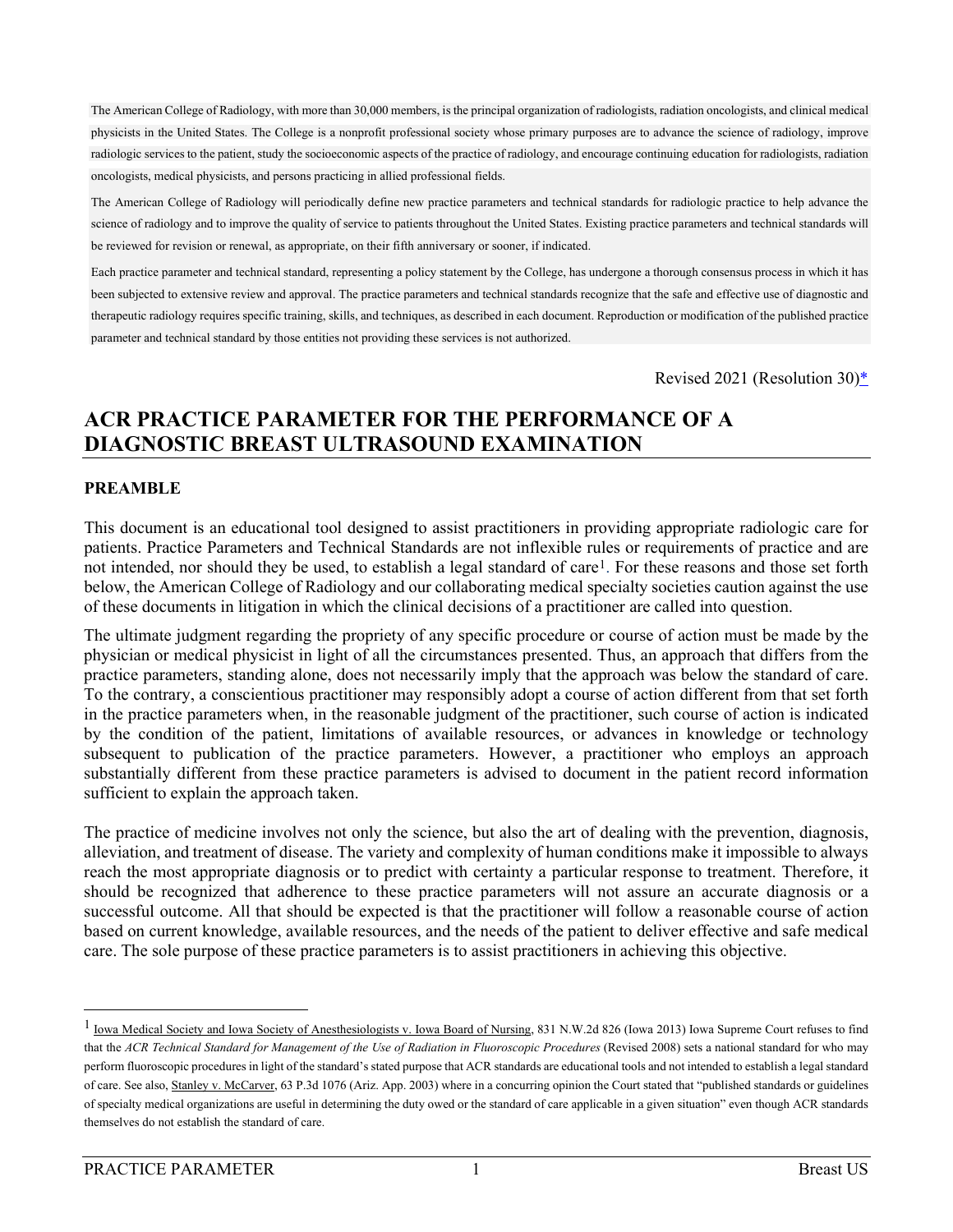The American College of Radiology, with more than 30,000 members, is the principal organization of radiologists, radiation oncologists, and clinical medical physicists in the United States. The College is a nonprofit professional society whose primary purposes are to advance the science of radiology, improve radiologic services to the patient, study the socioeconomic aspects of the practice of radiology, and encourage continuing education for radiologists, radiation oncologists, medical physicists, and persons practicing in allied professional fields.

The American College of Radiology will periodically define new practice parameters and technical standards for radiologic practice to help advance the science of radiology and to improve the quality of service to patients throughout the United States. Existing practice parameters and technical standards will be reviewed for revision or renewal, as appropriate, on their fifth anniversary or sooner, if indicated.

Each practice parameter and technical standard, representing a policy statement by the College, has undergone a thorough consensus process in which it has been subjected to extensive review and approval. The practice parameters and technical standards recognize that the safe and effective use of diagnostic and therapeutic radiology requires specific training, skills, and techniques, as described in each document. Reproduction or modification of the published practice parameter and technical standard by those entities not providing these services is not authorized.

Revised 2021 (Resolution 30)*

# ACR PRACTICE PARAMETER FOR THE PERFORMANCE OF A DIAGNOSTIC BREAST ULTRASOUND EXAMINATION

## PREAMBLE

This document is an educational tool designed to assist practitioners in providing appropriate radiologic care for patients. Practice Parameters and Technical Standards are not inflexible rules or requirements of practice and are not intended, nor should they be used, to establish a legal standard of care[1]. For these reasons and those set forth below, the American College of Radiology and our collaborating medical specialty societies caution against the use of these documents in litigation in which the clinical decisions of a practitioner are called into question.

The ultimate judgment regarding the propriety of any specific procedure or course of action must be made by the physician or medical physicist in light of all the circumstances presented. Thus, an approach that differs from the practice parameters, standing alone, does not necessarily imply that the approach was below the standard of care. To the contrary, a conscientious practitioner may responsibly adopt a course of action different from that set forth in the practice parameters when, in the reasonable judgment of the practitioner, such course of action is indicated by the condition of the patient, limitations of available resources, or advances in knowledge or technology subsequent to publication of the practice parameters. However, a practitioner who employs an approach substantially different from these practice parameters is advised to document in the patient record information sufficient to explain the approach taken.

The practice of medicine involves not only the science, but also the art of dealing with the prevention, diagnosis, alleviation, and treatment of disease. The variety and complexity of human conditions make it impossible to always reach the most appropriate diagnosis or to predict with certainty a particular response to treatment. Therefore, it should be recognized that adherence to these practice parameters will not assure an accurate diagnosis or a successful outcome. All that should be expected is that the practitioner will follow a reasonable course of action based on current knowledge, available resources, and the needs of the patient to deliver effective and safe medical care. The sole purpose of these practice parameters is to assist practitioners in achieving this objective.

---

[1] Iowa Medical Society and Iowa Society of Anesthesiologists v. Iowa Board of Nursing, 831 N.W.2d 826 (Iowa 2013) Iowa Supreme Court refuses to find that the *ACR Technical Standard for Management of the Use of Radiation in Fluoroscopic Procedures* (Revised 2008) sets a national standard for who may perform fluoroscopic procedures in light of the standard's stated purpose that ACR standards are educational tools and not intended to establish a legal standard of care. See also, Stanley v. McCarver, 63 P.3d 1076 (Ariz. App. 2003) where in a concurring opinion the Court stated that "published standards or guidelines of specialty medical organizations are useful in determining the duty owed or the standard of care applicable in a given situation" even though ACR standards themselves do not establish the standard of care.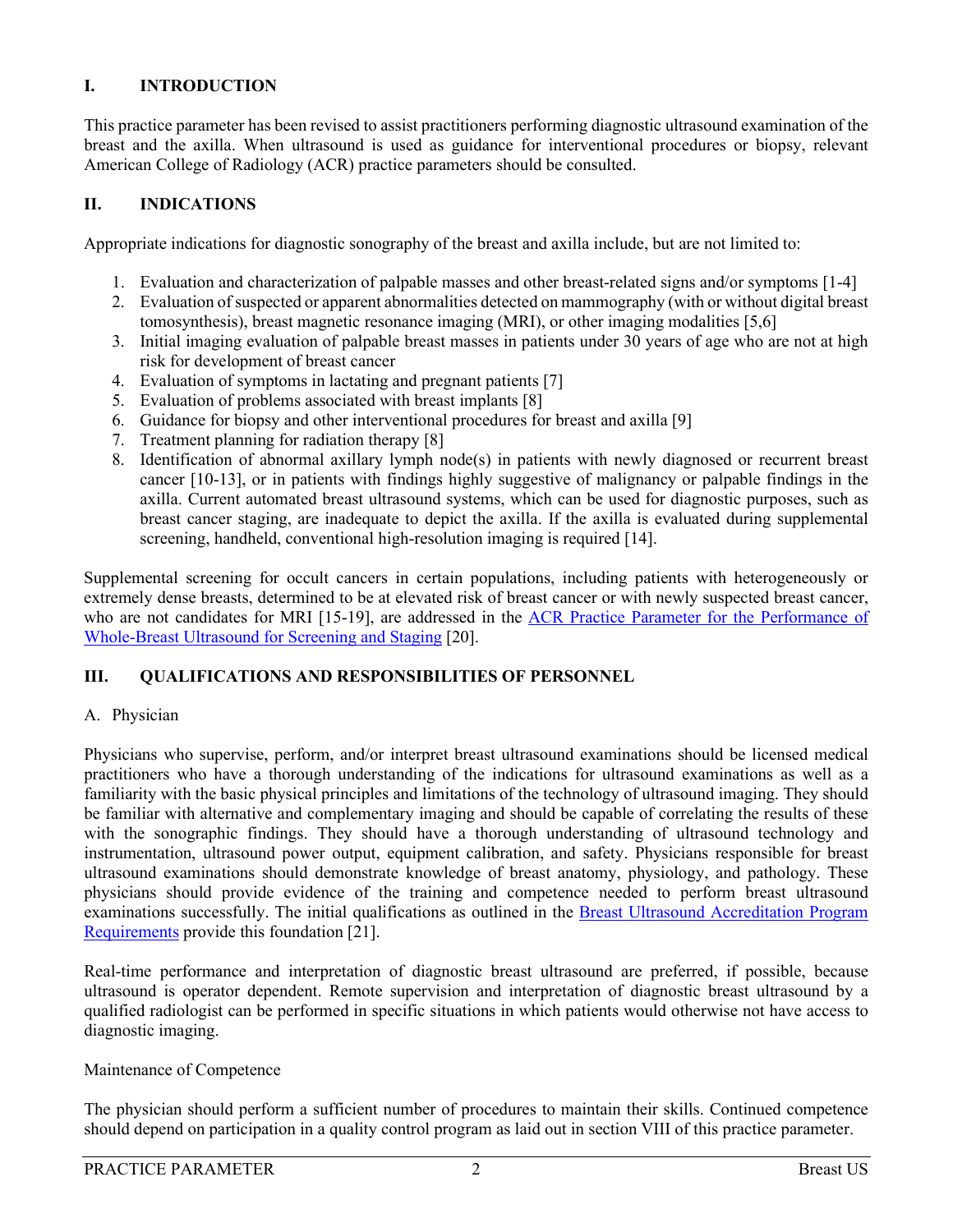## I. INTRODUCTION

This practice parameter has been revised to assist practitioners performing diagnostic ultrasound examination of the breast and the axilla. When ultrasound is used as guidance for interventional procedures or biopsy, relevant American College of Radiology (ACR) practice parameters should be consulted.

## II. INDICATIONS

Appropriate indications for diagnostic sonography of the breast and axilla include, but are not limited to:

1. Evaluation and characterization of palpable masses and other breast-related signs and/or symptoms [1-4]
2. Evaluation of suspected or apparent abnormalities detected on mammography (with or without digital breast tomosynthesis), breast magnetic resonance imaging (MRI), or other imaging modalities [5,6]
3. Initial imaging evaluation of palpable breast masses in patients under 30 years of age who are not at high risk for development of breast cancer
4. Evaluation of symptoms in lactating and pregnant patients [7]
5. Evaluation of problems associated with breast implants [8]
6. Guidance for biopsy and other interventional procedures for breast and axilla [9]
7. Treatment planning for radiation therapy [8]
8. Identification of abnormal axillary lymph node(s) in patients with newly diagnosed or recurrent breast cancer [10-13], or in patients with findings highly suggestive of malignancy or palpable findings in the axilla. Current automated breast ultrasound systems, which can be used for diagnostic purposes, such as breast cancer staging, are inadequate to depict the axilla. If the axilla is evaluated during supplemental screening, handheld, conventional high-resolution imaging is required [14].

Supplemental screening for occult cancers in certain populations, including patients with heterogeneously or extremely dense breasts, determined to be at elevated risk of breast cancer or with newly suspected breast cancer, who are not candidates for MRI [15-19], are addressed in the ACR Practice Parameter for the Performance of Whole-Breast Ultrasound for Screening and Staging [20].

## III. QUALIFICATIONS AND RESPONSIBILITIES OF PERSONNEL

### A. Physician

Physicians who supervise, perform, and/or interpret breast ultrasound examinations should be licensed medical practitioners who have a thorough understanding of the indications for ultrasound examinations as well as a familiarity with the basic physical principles and limitations of the technology of ultrasound imaging. They should be familiar with alternative and complementary imaging and should be capable of correlating the results of these with the sonographic findings. They should have a thorough understanding of ultrasound technology and instrumentation, ultrasound power output, equipment calibration, and safety. Physicians responsible for breast ultrasound examinations should demonstrate knowledge of breast anatomy, physiology, and pathology. These physicians should provide evidence of the training and competence needed to perform breast ultrasound examinations successfully. The initial qualifications as outlined in the Breast Ultrasound Accreditation Program Requirements provide this foundation [21].

Real-time performance and interpretation of diagnostic breast ultrasound are preferred, if possible, because ultrasound is operator dependent. Remote supervision and interpretation of diagnostic breast ultrasound by a qualified radiologist can be performed in specific situations in which patients would otherwise not have access to diagnostic imaging.

Maintenance of Competence

The physician should perform a sufficient number of procedures to maintain their skills. Continued competence should depend on participation in a quality control program as laid out in section VIII of this practice parameter.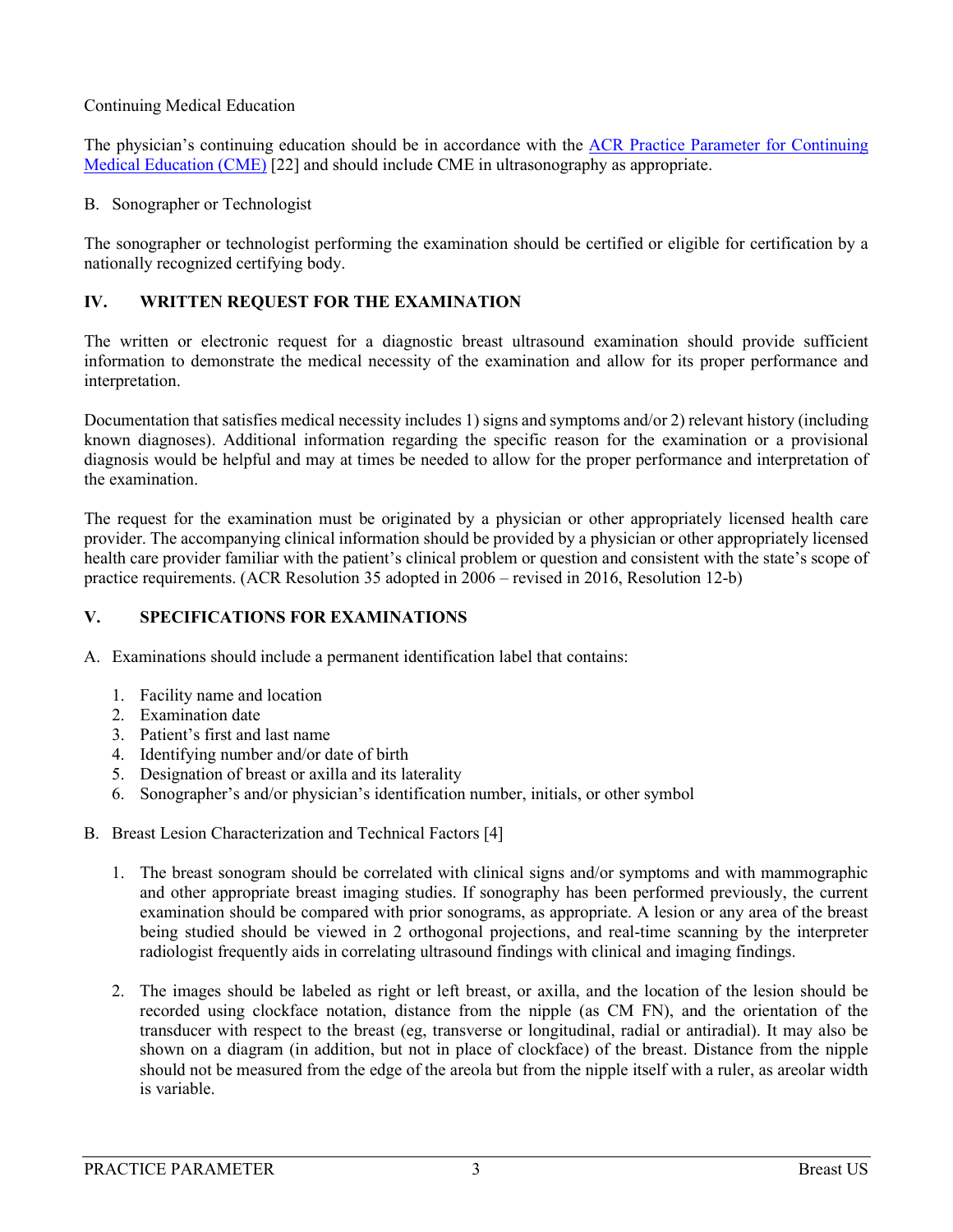Continuing Medical Education

The physician's continuing education should be in accordance with the [ACR Practice Parameter for Continuing Medical Education (CME)](#) [22] and should include CME in ultrasonography as appropriate.

B. Sonographer or Technologist

The sonographer or technologist performing the examination should be certified or eligible for certification by a nationally recognized certifying body.

## IV. WRITTEN REQUEST FOR THE EXAMINATION

The written or electronic request for a diagnostic breast ultrasound examination should provide sufficient information to demonstrate the medical necessity of the examination and allow for its proper performance and interpretation.

Documentation that satisfies medical necessity includes 1) signs and symptoms and/or 2) relevant history (including known diagnoses). Additional information regarding the specific reason for the examination or a provisional diagnosis would be helpful and may at times be needed to allow for the proper performance and interpretation of the examination.

The request for the examination must be originated by a physician or other appropriately licensed health care provider. The accompanying clinical information should be provided by a physician or other appropriately licensed health care provider familiar with the patient's clinical problem or question and consistent with the state's scope of practice requirements. (ACR Resolution 35 adopted in 2006 – revised in 2016, Resolution 12-b)

## V. SPECIFICATIONS FOR EXAMINATIONS

A. Examinations should include a permanent identification label that contains:

1. Facility name and location
2. Examination date
3. Patient's first and last name
4. Identifying number and/or date of birth
5. Designation of breast or axilla and its laterality
6. Sonographer's and/or physician's identification number, initials, or other symbol

B. Breast Lesion Characterization and Technical Factors [4]

1. The breast sonogram should be correlated with clinical signs and/or symptoms and with mammographic and other appropriate breast imaging studies. If sonography has been performed previously, the current examination should be compared with prior sonograms, as appropriate. A lesion or any area of the breast being studied should be viewed in 2 orthogonal projections, and real-time scanning by the interpreter radiologist frequently aids in correlating ultrasound findings with clinical and imaging findings.

2. The images should be labeled as right or left breast, or axilla, and the location of the lesion should be recorded using clockface notation, distance from the nipple (as CM FN), and the orientation of the transducer with respect to the breast (eg, transverse or longitudinal, radial or antiradial). It may also be shown on a diagram (in addition, but not in place of clockface) of the breast. Distance from the nipple should not be measured from the edge of the areola but from the nipple itself with a ruler, as areolar width is variable.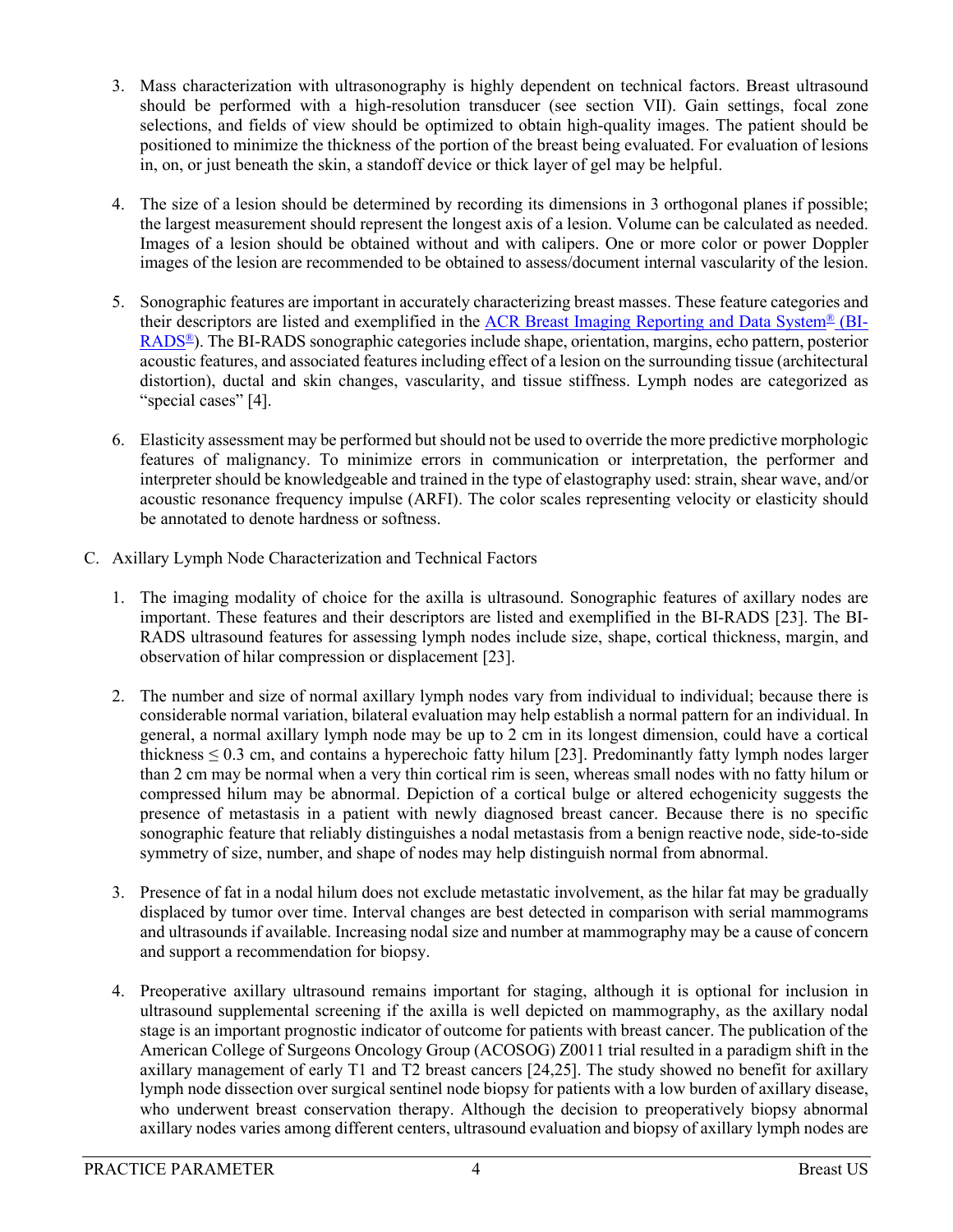3. Mass characterization with ultrasonography is highly dependent on technical factors. Breast ultrasound should be performed with a high-resolution transducer (see section VII). Gain settings, focal zone selections, and fields of view should be optimized to obtain high-quality images. The patient should be positioned to minimize the thickness of the portion of the breast being evaluated. For evaluation of lesions in, on, or just beneath the skin, a standoff device or thick layer of gel may be helpful.

4. The size of a lesion should be determined by recording its dimensions in 3 orthogonal planes if possible; the largest measurement should represent the longest axis of a lesion. Volume can be calculated as needed. Images of a lesion should be obtained without and with calipers. One or more color or power Doppler images of the lesion are recommended to be obtained to assess/document internal vascularity of the lesion.

5. Sonographic features are important in accurately characterizing breast masses. These feature categories and their descriptors are listed and exemplified in the ACR Breast Imaging Reporting and Data System® (BI-RADS®). The BI-RADS sonographic categories include shape, orientation, margins, echo pattern, posterior acoustic features, and associated features including effect of a lesion on the surrounding tissue (architectural distortion), ductal and skin changes, vascularity, and tissue stiffness. Lymph nodes are categorized as "special cases" [4].

6. Elasticity assessment may be performed but should not be used to override the more predictive morphologic features of malignancy. To minimize errors in communication or interpretation, the performer and interpreter should be knowledgeable and trained in the type of elastography used: strain, shear wave, and/or acoustic resonance frequency impulse (ARFI). The color scales representing velocity or elasticity should be annotated to denote hardness or softness.

C. Axillary Lymph Node Characterization and Technical Factors

1. The imaging modality of choice for the axilla is ultrasound. Sonographic features of axillary nodes are important. These features and their descriptors are listed and exemplified in the BI-RADS [23]. The BI-RADS ultrasound features for assessing lymph nodes include size, shape, cortical thickness, margin, and observation of hilar compression or displacement [23].

2. The number and size of normal axillary lymph nodes vary from individual to individual; because there is considerable normal variation, bilateral evaluation may help establish a normal pattern for an individual. In general, a normal axillary lymph node may be up to 2 cm in its longest dimension, could have a cortical thickness ≤ 0.3 cm, and contains a hyperechoic fatty hilum [23]. Predominantly fatty lymph nodes larger than 2 cm may be normal when a very thin cortical rim is seen, whereas small nodes with no fatty hilum or compressed hilum may be abnormal. Depiction of a cortical bulge or altered echogenicity suggests the presence of metastasis in a patient with newly diagnosed breast cancer. Because there is no specific sonographic feature that reliably distinguishes a nodal metastasis from a benign reactive node, side-to-side symmetry of size, number, and shape of nodes may help distinguish normal from abnormal.

3. Presence of fat in a nodal hilum does not exclude metastatic involvement, as the hilar fat may be gradually displaced by tumor over time. Interval changes are best detected in comparison with serial mammograms and ultrasounds if available. Increasing nodal size and number at mammography may be a cause of concern and support a recommendation for biopsy.

4. Preoperative axillary ultrasound remains important for staging, although it is optional for inclusion in ultrasound supplemental screening if the axilla is well depicted on mammography, as the axillary nodal stage is an important prognostic indicator of outcome for patients with breast cancer. The publication of the American College of Surgeons Oncology Group (ACOSOG) Z0011 trial resulted in a paradigm shift in the axillary management of early T1 and T2 breast cancers [24,25]. The study showed no benefit for axillary lymph node dissection over surgical sentinel node biopsy for patients with a low burden of axillary disease, who underwent breast conservation therapy. Although the decision to preoperatively biopsy abnormal axillary nodes varies among different centers, ultrasound evaluation and biopsy of axillary lymph nodes are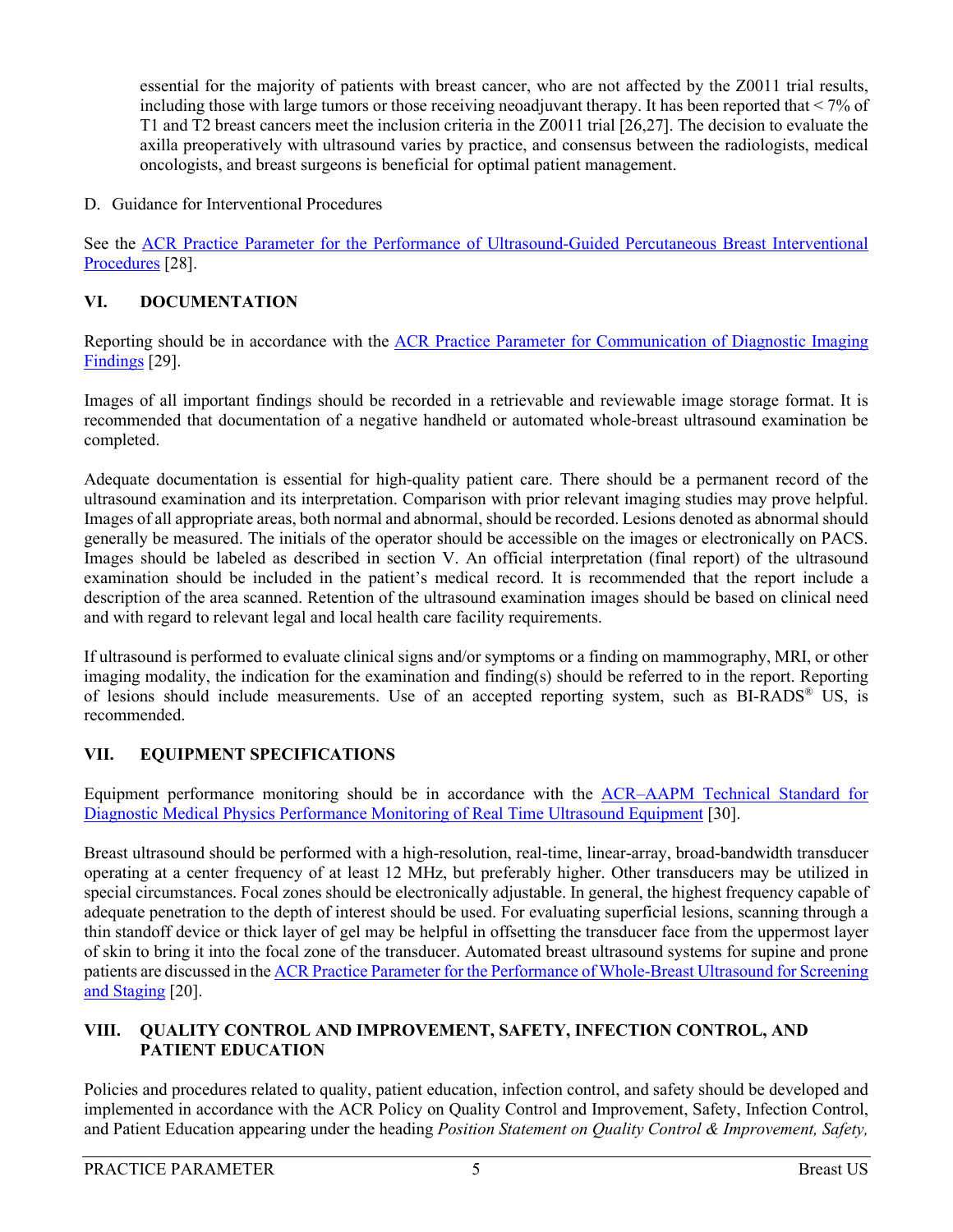essential for the majority of patients with breast cancer, who are not affected by the Z0011 trial results, including those with large tumors or those receiving neoadjuvant therapy. It has been reported that < 7% of T1 and T2 breast cancers meet the inclusion criteria in the Z0011 trial [26,27]. The decision to evaluate the axilla preoperatively with ultrasound varies by practice, and consensus between the radiologists, medical oncologists, and breast surgeons is beneficial for optimal patient management.

D. Guidance for Interventional Procedures

See the ACR Practice Parameter for the Performance of Ultrasound-Guided Percutaneous Breast Interventional Procedures [28].

## VI. DOCUMENTATION

Reporting should be in accordance with the ACR Practice Parameter for Communication of Diagnostic Imaging Findings [29].

Images of all important findings should be recorded in a retrievable and reviewable image storage format. It is recommended that documentation of a negative handheld or automated whole-breast ultrasound examination be completed.

Adequate documentation is essential for high-quality patient care. There should be a permanent record of the ultrasound examination and its interpretation. Comparison with prior relevant imaging studies may prove helpful. Images of all appropriate areas, both normal and abnormal, should be recorded. Lesions denoted as abnormal should generally be measured. The initials of the operator should be accessible on the images or electronically on PACS. Images should be labeled as described in section V. An official interpretation (final report) of the ultrasound examination should be included in the patient's medical record. It is recommended that the report include a description of the area scanned. Retention of the ultrasound examination images should be based on clinical need and with regard to relevant legal and local health care facility requirements.

If ultrasound is performed to evaluate clinical signs and/or symptoms or a finding on mammography, MRI, or other imaging modality, the indication for the examination and finding(s) should be referred to in the report. Reporting of lesions should include measurements. Use of an accepted reporting system, such as BI-RADS® US, is recommended.

## VII. EQUIPMENT SPECIFICATIONS

Equipment performance monitoring should be in accordance with the ACR–AAPM Technical Standard for Diagnostic Medical Physics Performance Monitoring of Real Time Ultrasound Equipment [30].

Breast ultrasound should be performed with a high-resolution, real-time, linear-array, broad-bandwidth transducer operating at a center frequency of at least 12 MHz, but preferably higher. Other transducers may be utilized in special circumstances. Focal zones should be electronically adjustable. In general, the highest frequency capable of adequate penetration to the depth of interest should be used. For evaluating superficial lesions, scanning through a thin standoff device or thick layer of gel may be helpful in offsetting the transducer face from the uppermost layer of skin to bring it into the focal zone of the transducer. Automated breast ultrasound systems for supine and prone patients are discussed in the ACR Practice Parameter for the Performance of Whole-Breast Ultrasound for Screening and Staging [20].

## VIII. QUALITY CONTROL AND IMPROVEMENT, SAFETY, INFECTION CONTROL, AND PATIENT EDUCATION

Policies and procedures related to quality, patient education, infection control, and safety should be developed and implemented in accordance with the ACR Policy on Quality Control and Improvement, Safety, Infection Control, and Patient Education appearing under the heading *Position Statement on Quality Control & Improvement, Safety,*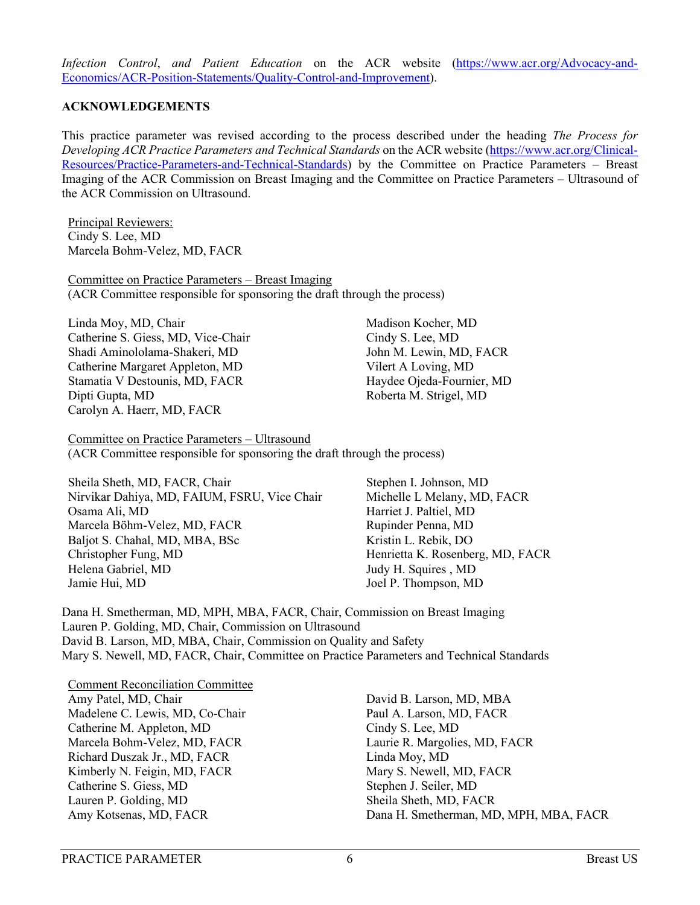*Infection Control*, *and Patient Education* on the ACR website ([https://www.acr.org/Advocacy-and-Economics/ACR-Position-Statements/Quality-Control-and-Improvement](https://www.acr.org/Advocacy-and-Economics/ACR-Position-Statements/Quality-Control-and-Improvement)).

**ACKNOWLEDGEMENTS**

This practice parameter was revised according to the process described under the heading *The Process for Developing ACR Practice Parameters and Technical Standards* on the ACR website ([https://www.acr.org/Clinical-Resources/Practice-Parameters-and-Technical-Standards](https://www.acr.org/Clinical-Resources/Practice-Parameters-and-Technical-Standards)) by the Committee on Practice Parameters – Breast Imaging of the ACR Commission on Breast Imaging and the Committee on Practice Parameters – Ultrasound of the ACR Commission on Ultrasound.

Principal Reviewers:
Cindy S. Lee, MD
Marcela Bohm-Velez, MD, FACR

Committee on Practice Parameters – Breast Imaging
(ACR Committee responsible for sponsoring the draft through the process)

Linda Moy, MD, Chair
Catherine S. Giess, MD, Vice-Chair
Shadi Aminololama-Shakeri, MD
Catherine Margaret Appleton, MD
Stamatia V Destounis, MD, FACR
Dipti Gupta, MD
Carolyn A. Haerr, MD, FACR
Madison Kocher, MD
Cindy S. Lee, MD
John M. Lewin, MD, FACR
Vilert A Loving, MD
Haydee Ojeda-Fournier, MD
Roberta M. Strigel, MD

Committee on Practice Parameters – Ultrasound
(ACR Committee responsible for sponsoring the draft through the process)

Sheila Sheth, MD, FACR, Chair
Nirvikar Dahiya, MD, FAIUM, FSRU, Vice Chair
Osama Ali, MD
Marcela Böhm-Velez, MD, FACR
Baljot S. Chahal, MD, MBA, BSc
Christopher Fung, MD
Helena Gabriel, MD
Jamie Hui, MD
Stephen I. Johnson, MD
Michelle L Melany, MD, FACR
Harriet J. Paltiel, MD
Rupinder Penna, MD
Kristin L. Rebik, DO
Henrietta K. Rosenberg, MD, FACR
Judy H. Squires , MD
Joel P. Thompson, MD

Dana H. Smetherman, MD, MPH, MBA, FACR, Chair, Commission on Breast Imaging
Lauren P. Golding, MD, Chair, Commission on Ultrasound
David B. Larson, MD, MBA, Chair, Commission on Quality and Safety
Mary S. Newell, MD, FACR, Chair, Committee on Practice Parameters and Technical Standards

Comment Reconciliation Committee
Amy Patel, MD, Chair
Madelene C. Lewis, MD, Co-Chair
Catherine M. Appleton, MD
Marcela Bohm-Velez, MD, FACR
Richard Duszak Jr., MD, FACR
Kimberly N. Feigin, MD, FACR
Catherine S. Giess, MD
Lauren P. Golding, MD
Amy Kotsenas, MD, FACR
David B. Larson, MD, MBA
Paul A. Larson, MD, FACR
Cindy S. Lee, MD
Laurie R. Margolies, MD, FACR
Linda Moy, MD
Mary S. Newell, MD, FACR
Stephen J. Seiler, MD
Sheila Sheth, MD, FACR
Dana H. Smetherman, MD, MPH, MBA, FACR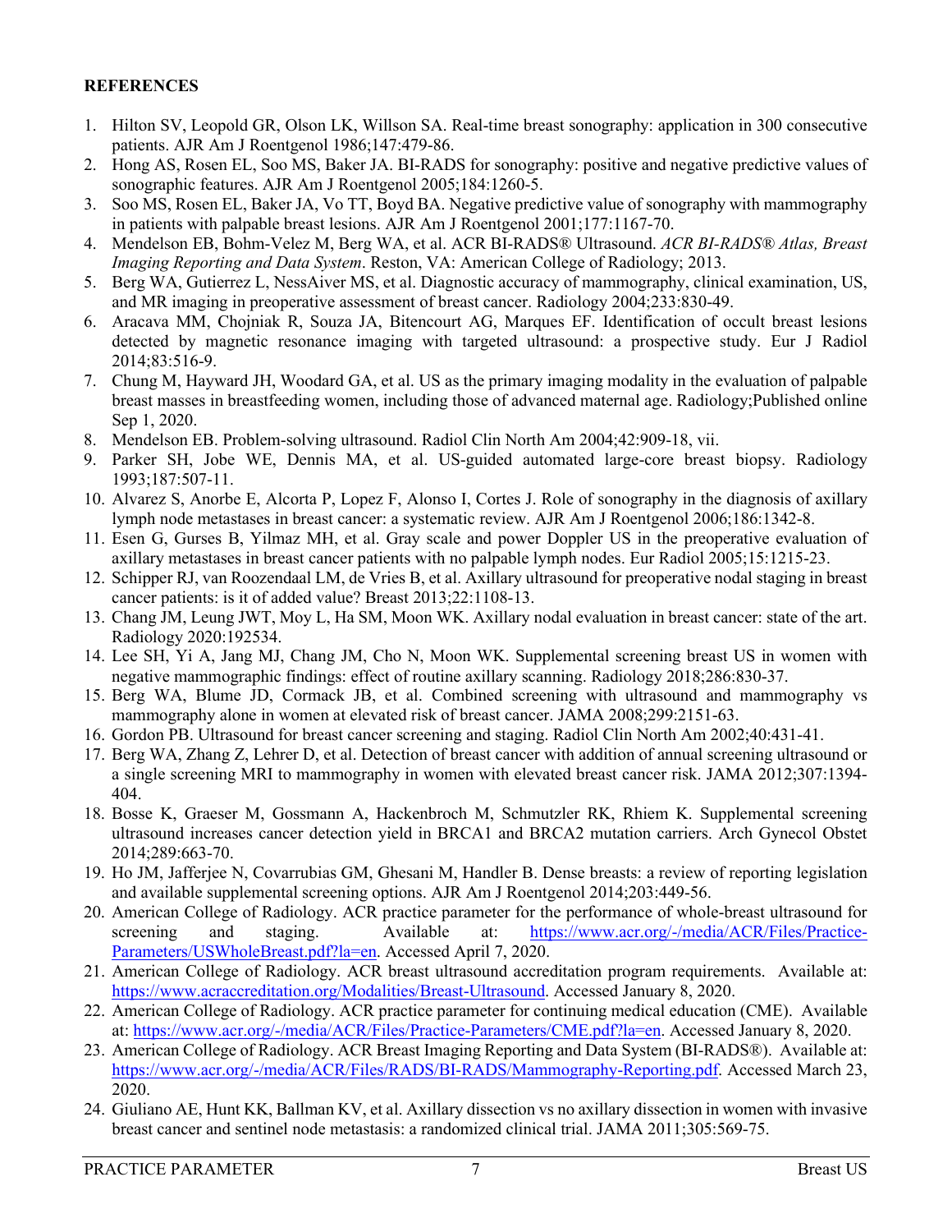**REFERENCES**

1. Hilton SV, Leopold GR, Olson LK, Willson SA. Real-time breast sonography: application in 300 consecutive patients. AJR Am J Roentgenol 1986;147:479-86.
2. Hong AS, Rosen EL, Soo MS, Baker JA. BI-RADS for sonography: positive and negative predictive values of sonographic features. AJR Am J Roentgenol 2005;184:1260-5.
3. Soo MS, Rosen EL, Baker JA, Vo TT, Boyd BA. Negative predictive value of sonography with mammography in patients with palpable breast lesions. AJR Am J Roentgenol 2001;177:1167-70.
4. Mendelson EB, Bohm-Velez M, Berg WA, et al. ACR BI-RADS® Ultrasound. *ACR BI-RADS® Atlas, Breast Imaging Reporting and Data System*. Reston, VA: American College of Radiology; 2013.
5. Berg WA, Gutierrez L, NessAiver MS, et al. Diagnostic accuracy of mammography, clinical examination, US, and MR imaging in preoperative assessment of breast cancer. Radiology 2004;233:830-49.
6. Aracava MM, Chojniak R, Souza JA, Bitencourt AG, Marques EF. Identification of occult breast lesions detected by magnetic resonance imaging with targeted ultrasound: a prospective study. Eur J Radiol 2014;83:516-9.
7. Chung M, Hayward JH, Woodard GA, et al. US as the primary imaging modality in the evaluation of palpable breast masses in breastfeeding women, including those of advanced maternal age. Radiology;Published online Sep 1, 2020.
8. Mendelson EB. Problem-solving ultrasound. Radiol Clin North Am 2004;42:909-18, vii.
9. Parker SH, Jobe WE, Dennis MA, et al. US-guided automated large-core breast biopsy. Radiology 1993;187:507-11.
10. Alvarez S, Anorbe E, Alcorta P, Lopez F, Alonso I, Cortes J. Role of sonography in the diagnosis of axillary lymph node metastases in breast cancer: a systematic review. AJR Am J Roentgenol 2006;186:1342-8.
11. Esen G, Gurses B, Yilmaz MH, et al. Gray scale and power Doppler US in the preoperative evaluation of axillary metastases in breast cancer patients with no palpable lymph nodes. Eur Radiol 2005;15:1215-23.
12. Schipper RJ, van Roozendaal LM, de Vries B, et al. Axillary ultrasound for preoperative nodal staging in breast cancer patients: is it of added value? Breast 2013;22:1108-13.
13. Chang JM, Leung JWT, Moy L, Ha SM, Moon WK. Axillary nodal evaluation in breast cancer: state of the art. Radiology 2020:192534.
14. Lee SH, Yi A, Jang MJ, Chang JM, Cho N, Moon WK. Supplemental screening breast US in women with negative mammographic findings: effect of routine axillary scanning. Radiology 2018;286:830-37.
15. Berg WA, Blume JD, Cormack JB, et al. Combined screening with ultrasound and mammography vs mammography alone in women at elevated risk of breast cancer. JAMA 2008;299:2151-63.
16. Gordon PB. Ultrasound for breast cancer screening and staging. Radiol Clin North Am 2002;40:431-41.
17. Berg WA, Zhang Z, Lehrer D, et al. Detection of breast cancer with addition of annual screening ultrasound or a single screening MRI to mammography in women with elevated breast cancer risk. JAMA 2012;307:1394-404.
18. Bosse K, Graeser M, Gossmann A, Hackenbroch M, Schmutzler RK, Rhiem K. Supplemental screening ultrasound increases cancer detection yield in BRCA1 and BRCA2 mutation carriers. Arch Gynecol Obstet 2014;289:663-70.
19. Ho JM, Jafferjee N, Covarrubias GM, Ghesani M, Handler B. Dense breasts: a review of reporting legislation and available supplemental screening options. AJR Am J Roentgenol 2014;203:449-56.
20. American College of Radiology. ACR practice parameter for the performance of whole-breast ultrasound for screening and staging. Available at: https://www.acr.org/-/media/ACR/Files/Practice-Parameters/USWholeBreast.pdf?la=en. Accessed April 7, 2020.
21. American College of Radiology. ACR breast ultrasound accreditation program requirements. Available at: https://www.acraccreditation.org/Modalities/Breast-Ultrasound. Accessed January 8, 2020.
22. American College of Radiology. ACR practice parameter for continuing medical education (CME). Available at: https://www.acr.org/-/media/ACR/Files/Practice-Parameters/CME.pdf?la=en. Accessed January 8, 2020.
23. American College of Radiology. ACR Breast Imaging Reporting and Data System (BI-RADS®). Available at: https://www.acr.org/-/media/ACR/Files/RADS/BI-RADS/Mammography-Reporting.pdf. Accessed March 23, 2020.
24. Giuliano AE, Hunt KK, Ballman KV, et al. Axillary dissection vs no axillary dissection in women with invasive breast cancer and sentinel node metastasis: a randomized clinical trial. JAMA 2011;305:569-75.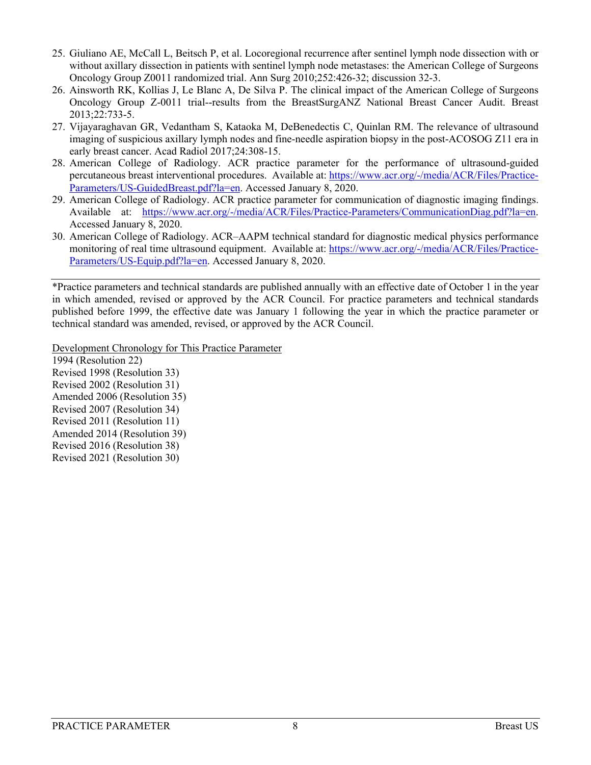25. Giuliano AE, McCall L, Beitsch P, et al. Locoregional recurrence after sentinel lymph node dissection with or without axillary dissection in patients with sentinel lymph node metastases: the American College of Surgeons Oncology Group Z0011 randomized trial. Ann Surg 2010;252:426-32; discussion 32-3.
26. Ainsworth RK, Kollias J, Le Blanc A, De Silva P. The clinical impact of the American College of Surgeons Oncology Group Z-0011 trial--results from the BreastSurgANZ National Breast Cancer Audit. Breast 2013;22:733-5.
27. Vijayaraghavan GR, Vedantham S, Kataoka M, DeBenedectis C, Quinlan RM. The relevance of ultrasound imaging of suspicious axillary lymph nodes and fine-needle aspiration biopsy in the post-ACOSOG Z11 era in early breast cancer. Acad Radiol 2017;24:308-15.
28. American College of Radiology. ACR practice parameter for the performance of ultrasound-guided percutaneous breast interventional procedures. Available at: https://www.acr.org/-/media/ACR/Files/Practice-Parameters/US-GuidedBreast.pdf?la=en. Accessed January 8, 2020.
29. American College of Radiology. ACR practice parameter for communication of diagnostic imaging findings. Available at: https://www.acr.org/-/media/ACR/Files/Practice-Parameters/CommunicationDiag.pdf?la=en. Accessed January 8, 2020.
30. American College of Radiology. ACR–AAPM technical standard for diagnostic medical physics performance monitoring of real time ultrasound equipment. Available at: https://www.acr.org/-/media/ACR/Files/Practice-Parameters/US-Equip.pdf?la=en. Accessed January 8, 2020.

---

*Practice parameters and technical standards are published annually with an effective date of October 1 in the year in which amended, revised or approved by the ACR Council. For practice parameters and technical standards published before 1999, the effective date was January 1 following the year in which the practice parameter or technical standard was amended, revised, or approved by the ACR Council.

Development Chronology for This Practice Parameter

1994 (Resolution 22)
Revised 1998 (Resolution 33)
Revised 2002 (Resolution 31)
Amended 2006 (Resolution 35)
Revised 2007 (Resolution 34)
Revised 2011 (Resolution 11)
Amended 2014 (Resolution 39)
Revised 2016 (Resolution 38)
Revised 2021 (Resolution 30)